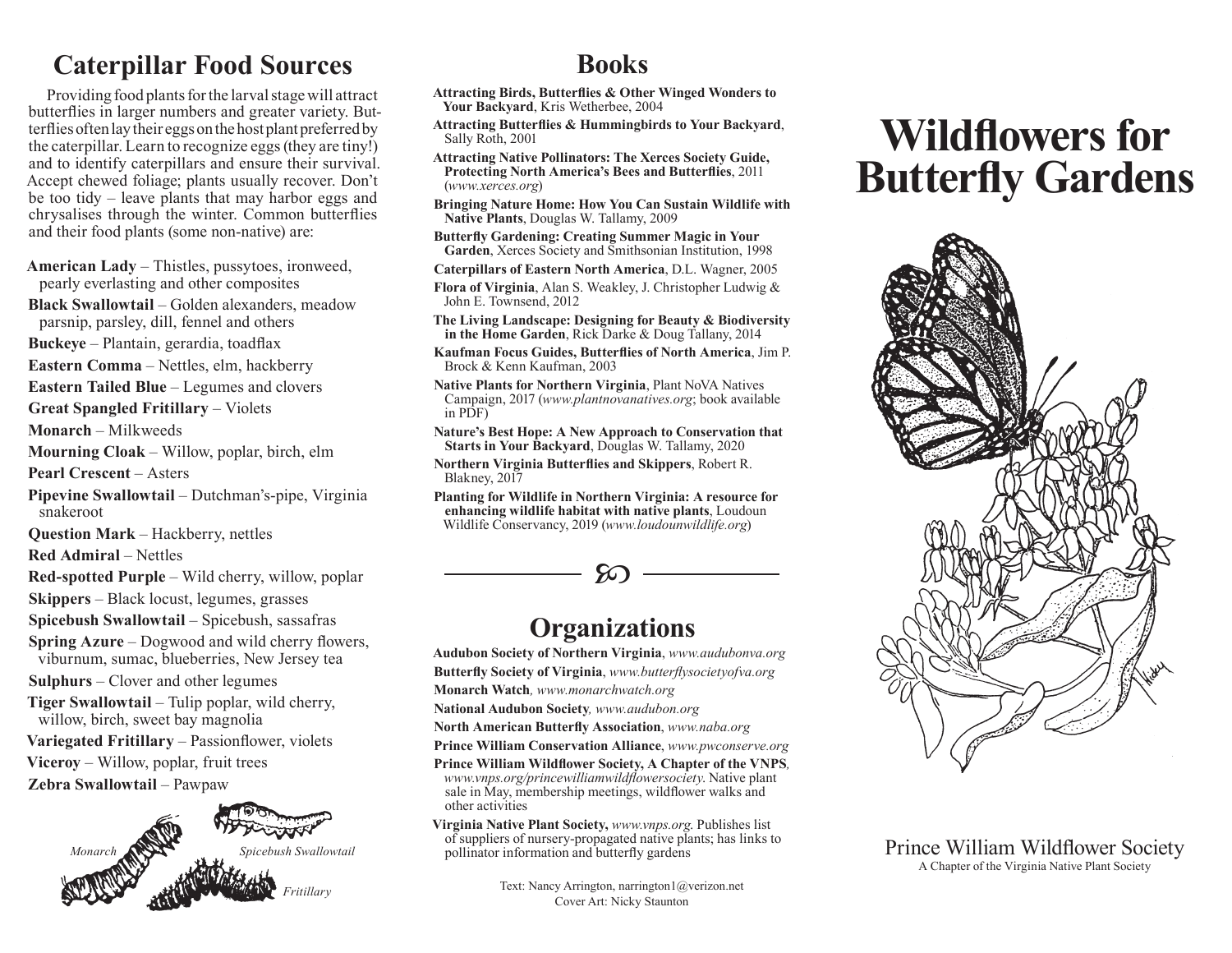## Caterpillar Food Sources

Providing food plants for the larval stage will attract butterflies in larger numbers and greater variety. Butterflies often lay their eggs on the host plant preferred by the caterpillar. Learn to recognize eggs (they are tiny!) and to identify caterpillars and ensure their survival. Accept chewed foliage; plants usually recover. Don't be too tidy – leave plants that may harbor eggs and chrysalises through the winter. Common butterflies and their food plants (some non-native) are:

**American Lady** – Thistles, pussytoes, ironweed, pearly everlasting and other composites

**Black Swallowtail** – Golden alexanders, meadow parsnip, parsley, dill, fennel and others

**Buckeye** – Plantain, gerardia, toadflax

**Eastern Comma** – Nettles, elm, hackberry

**Eastern Tailed Blue** – Legumes and clovers

**Great Spangled Fritillary** – Violets

**Monarch** – Milkweeds

**Mourning Cloak** – Willow, poplar, birch, elm

**Pearl Crescent** – Asters

**Pipevine Swallowtail** – Dutchman's-pipe, Virginia snakeroot

**Question Mark** – Hackberry, nettles

**Red Admiral** – Nettles

**Red-spotted Purple** – Wild cherry, willow, poplar

**Skippers** – Black locust, legumes, grasses

**Spicebush Swallowtail** – Spicebush, sassafras

**Spring Azure** – Dogwood and wild cherry flowers, viburnum, sumac, blueberries, New Jersey tea

**Sulphurs** – Clover and other legumes

**Tiger Swallowtail** – Tulip poplar, wild cherry, willow, birch, sweet bay magnolia

**Variegated Fritillary** – Passionflower, violets

**Viceroy** – Willow, poplar, fruit trees

**Zebra Swallowtail** – Pawpaw

*Monarch*

*Spicebush Swallowtail*

*Fritillary*

## Books

**Attracting Birds, Butterflies & Other Winged Wonders to Your Backyard**, Kris Wetherbee, 2004

**Attracting Butterflies & Hummingbirds to Your Backyard**, Sally Roth, 2001

**Attracting Native Pollinators: The Xerces Society Guide, Protecting North America's Bees and Butterflies**, 2011 (*www.xerces.org*)

**Bringing Nature Home: How You Can Sustain Wildlife with Native Plants**, Douglas W. Tallamy, 2009

**Butterfly Gardening: Creating Summer Magic in Your Garden**, Xerces Society and Smithsonian Institution, 1998

**Caterpillars of Eastern North America**, D.L. Wagner, 2005

**Flora of Virginia**, Alan S. Weakley, J. Christopher Ludwig & John E. Townsend, 2012

**The Living Landscape: Designing for Beauty & Biodiversity in the Home Garden**, Rick Darke & Doug Tallany, 2014

**Kaufman Focus Guides, Butterflies of North America**, Jim P. Brock & Kenn Kaufman, 2003

**Native Plants for Northern Virginia**, Plant NoVA Natives Campaign, 2017 (*www.plantnovanatives.org*; book available in PDF)

**Nature's Best Hope: A New Approach to Conservation that Starts in Your Backyard**, Douglas W. Tallamy, 2020

**Northern Virginia Butterflies and Skippers**, Robert R. Blakney, 2017

**Planting for Wildlife in Northern Virginia: A resource for enhancing wildlife habitat with native plants**, Loudoun Wildlife Conservancy, 2019 (*www.loudounwildlife.org*)

## Organizations

**Audubon Society of Northern Virginia**, *www.audubonva.org*

**Butterfly Society of Virginia**, *www.butterflysocietyofva.org*

**Monarch Watch**, *www.monarchwatch.org*

**National Audubon Society**, *www.audubon.org*

**North American Butterfly Association**, *www.naba.org*

**Prince William Conservation Alliance**, *www.pwconserve.org*

**Prince William Wildflower Society, A Chapter of the VNPS**, *www.vnps.org/princewilliamwildflowersociety*. Native plant sale in May, membership meetings, wildflower walks and other activities

**Virginia Native Plant Society,** *www.vnps.org*. Publishes list of suppliers of nursery-propagated native plants; has links to pollinator information and butterfly gardens

Text: Nancy Arrington, narrington1@verizon.net
Cover Art: Nicky Staunton

# Wildflowers for Butterfly Gardens

Prince William Wildflower Society
A Chapter of the Virginia Native Plant Society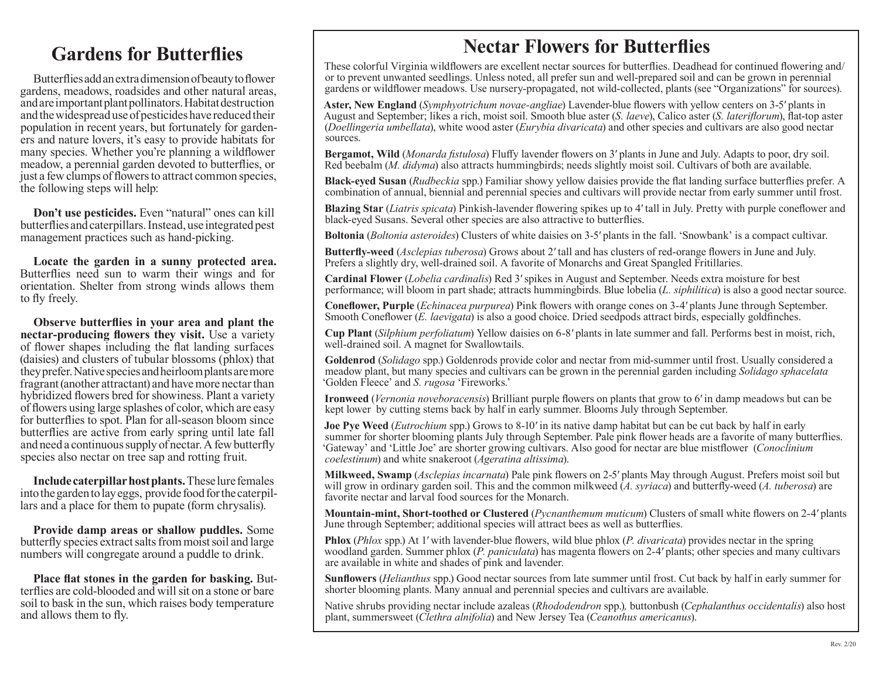# Gardens for Butterflies

Butterflies add an extra dimension of beauty to flower gardens, meadows, roadsides and other natural areas, and are important plant pollinators. Habitat destruction and the widespread use of pesticides have reduced their population in recent years, but fortunately for gardeners and nature lovers, it's easy to provide habitats for many species. Whether you're planning a wildflower meadow, a perennial garden devoted to butterflies, or just a few clumps of flowers to attract common species, the following steps will help:

**Don't use pesticides.** Even "natural" ones can kill butterflies and caterpillars. Instead, use integrated pest management practices such as hand-picking.

**Locate the garden in a sunny protected area.** Butterflies need sun to warm their wings and for orientation. Shelter from strong winds allows them to fly freely.

**Observe butterflies in your area and plant the nectar-producing flowers they visit.** Use a variety of flower shapes including the flat landing surfaces (daisies) and clusters of tubular blossoms (phlox) that they prefer. Native species and heirloom plants are more fragrant (another attractant) and have more nectar than hybridized flowers bred for showiness. Plant a variety of flowers using large splashes of color, which are easy for butterflies to spot. Plan for all-season bloom since butterflies are active from early spring until late fall and need a continuous supply of nectar. A few butterfly species also nectar on tree sap and rotting fruit.

**Include caterpillar host plants.** These lure females into the garden to lay eggs, provide food for the caterpillars and a place for them to pupate (form chrysalis).

**Provide damp areas or shallow puddles.** Some butterfly species extract salts from moist soil and large numbers will congregate around a puddle to drink.

**Place flat stones in the garden for basking.** Butterflies are cold-blooded and will sit on a stone or bare soil to bask in the sun, which raises body temperature and allows them to fly.

# Nectar Flowers for Butterflies

These colorful Virginia wildflowers are excellent nectar sources for butterflies. Deadhead for continued flowering and/or to prevent unwanted seedlings. Unless noted, all prefer sun and well-prepared soil and can be grown in perennial gardens or wildflower meadows. Use nursery-propagated, not wild-collected, plants (see "Organizations" for sources).

**Aster, New England** (*Symphyotrichum novae-angliae*) Lavender-blue flowers with yellow centers on 3-5′ plants in August and September; likes a rich, moist soil. Smooth blue aster (*S. laeve*), Calico aster (*S. lateriflorum*), flat-top aster (*Doellingeria umbellata*), white wood aster (*Eurybia divaricata*) and other species and cultivars are also good nectar sources.

**Bergamot, Wild** (*Monarda fistulosa*) Fluffy lavender flowers on 3′ plants in June and July. Adapts to poor, dry soil. Red beebalm (*M. didyma*) also attracts hummingbirds; needs slightly moist soil. Cultivars of both are available.

**Black-eyed Susan** (*Rudbeckia* spp.) Familiar showy yellow daisies provide the flat landing surface butterflies prefer. A combination of annual, biennial and perennial species and cultivars will provide nectar from early summer until frost.

**Blazing Star** (*Liatris spicata*) Pinkish-lavender flowering spikes up to 4′ tall in July. Pretty with purple coneflower and black-eyed Susans. Several other species are also attractive to butterflies.

**Boltonia** (*Boltonia asteroides*) Clusters of white daisies on 3-5′ plants in the fall. 'Snowbank' is a compact cultivar.

**Butterfly-weed** (*Asclepias tuberosa*) Grows about 2′ tall and has clusters of red-orange flowers in June and July. Prefers a slightly dry, well-drained soil. A favorite of Monarchs and Great Spangled Fritillaries.

**Cardinal Flower** (*Lobelia cardinalis*) Red 3′ spikes in August and September. Needs extra moisture for best performance; will bloom in part shade; attracts hummingbirds. Blue lobelia (*L. siphilitica*) is also a good nectar source.

**Coneflower, Purple** (*Echinacea purpurea*) Pink flowers with orange cones on 3-4′ plants June through September. Smooth Coneflower (*E. laevigata*) is also a good choice. Dried seedpods attract birds, especially goldfinches.

**Cup Plant** (*Silphium perfoliatum*) Yellow daisies on 6-8′ plants in late summer and fall. Performs best in moist, rich, well-drained soil. A magnet for Swallowtails.

**Goldenrod** (*Solidago* spp.) Goldenrods provide color and nectar from mid-summer until frost. Usually considered a meadow plant, but many species and cultivars can be grown in the perennial garden including *Solidago sphacelata* 'Golden Fleece' and *S. rugosa* 'Fireworks.'

**Ironweed** (*Vernonia noveboracensis*) Brilliant purple flowers on plants that grow to 6′ in damp meadows but can be kept lower by cutting stems back by half in early summer. Blooms July through September.

**Joe Pye Weed** (*Eutrochium* spp.) Grows to 8-10′ in its native damp habitat but can be cut back by half in early summer for shorter blooming plants July through September. Pale pink flower heads are a favorite of many butterflies. 'Gateway' and 'Little Joe' are shorter growing cultivars. Also good for nectar are blue mistflower (*Conoclinium coelestinum*) and white snakeroot (*Ageratina altissima*).

**Milkweed, Swamp** (*Asclepias incarnata*) Pale pink flowers on 2-5′ plants May through August. Prefers moist soil but will grow in ordinary garden soil. This and the common milkweed (*A. syriaca*) and butterfly-weed (*A. tuberosa*) are favorite nectar and larval food sources for the Monarch.

**Mountain-mint, Short-toothed or Clustered** (*Pycnanthemum muticum*) Clusters of small white flowers on 2-4′ plants June through September; additional species will attract bees as well as butterflies.

**Phlox** (*Phlox* spp.) At 1′ with lavender-blue flowers, wild blue phlox (*P. divaricata*) provides nectar in the spring woodland garden. Summer phlox (*P. paniculata*) has magenta flowers on 2-4′ plants; other species and many cultivars are available in white and shades of pink and lavender.

**Sunflowers** (*Helianthus* spp.) Good nectar sources from late summer until frost. Cut back by half in early summer for shorter blooming plants. Many annual and perennial species and cultivars are available.

Native shrubs providing nectar include azaleas (*Rhododendron* spp.), buttonbush (*Cephalanthus occidentalis*) also host plant, summersweet (*Clethra alnifolia*) and New Jersey Tea (*Ceanothus americanus*).

Rev. 2/20